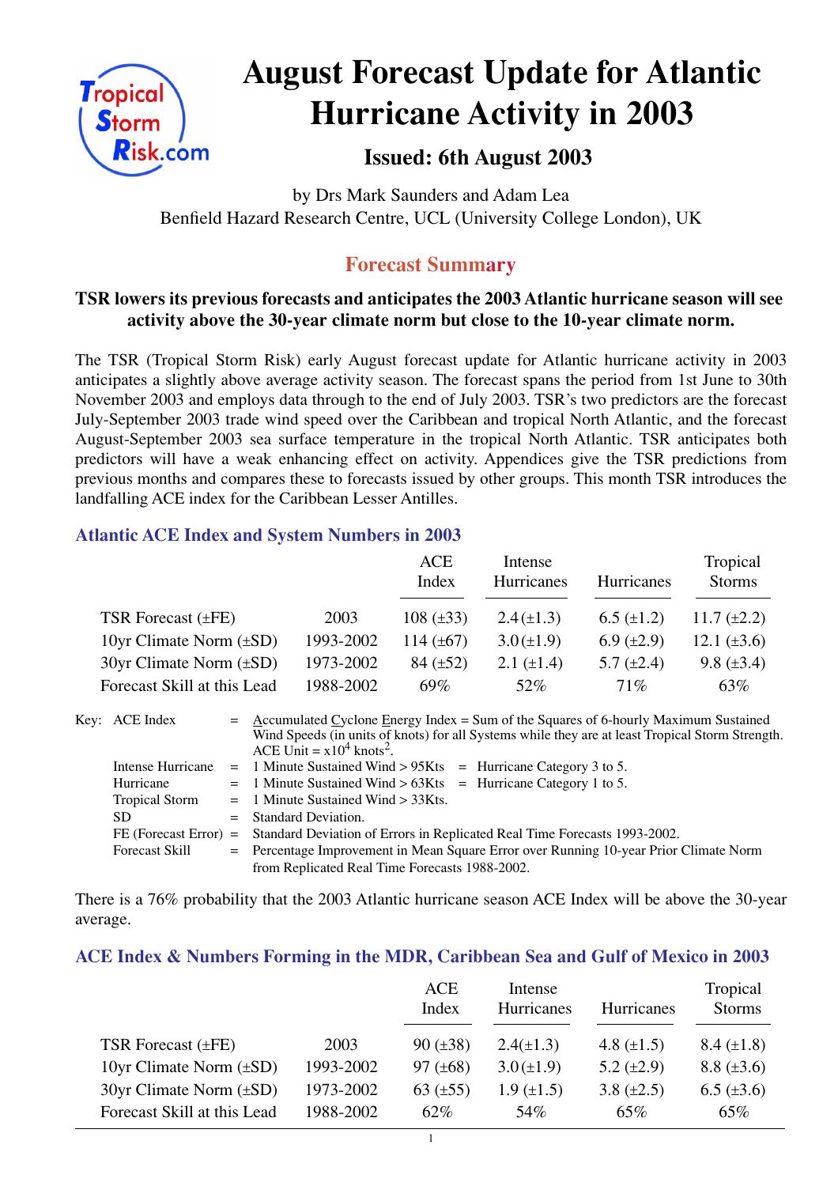# August Forecast Update for Atlantic Hurricane Activity in 2003

## Issued: 6th August 2003

by Drs Mark Saunders and Adam Lea
Benfield Hazard Research Centre, UCL (University College London), UK

## Forecast Summary

**TSR lowers its previous forecasts and anticipates the 2003 Atlantic hurricane season will see activity above the 30-year climate norm but close to the 10-year climate norm.**

The TSR (Tropical Storm Risk) early August forecast update for Atlantic hurricane activity in 2003 anticipates a slightly above average activity season. The forecast spans the period from 1st June to 30th November 2003 and employs data through to the end of July 2003. TSR's two predictors are the forecast July-September 2003 trade wind speed over the Caribbean and tropical North Atlantic, and the forecast August-September 2003 sea surface temperature in the tropical North Atlantic. TSR anticipates both predictors will have a weak enhancing effect on activity. Appendices give the TSR predictions from previous months and compares these to forecasts issued by other groups. This month TSR introduces the landfalling ACE index for the Caribbean Lesser Antilles.

### Atlantic ACE Index and System Numbers in 2003

| | | ACE Index | Intense Hurricanes | Hurricanes | Tropical Storms |
|---|---|---|---|---|---|
| TSR Forecast (±FE) | 2003 | 108 (±33) | 2.4 (±1.3) | 6.5 (±1.2) | 11.7 (±2.2) |
| 10yr Climate Norm (±SD) | 1993-2002 | 114 (±67) | 3.0 (±1.9) | 6.9 (±2.9) | 12.1 (±3.6) |
| 30yr Climate Norm (±SD) | 1973-2002 | 84 (±52) | 2.1 (±1.4) | 5.7 (±2.4) | 9.8 (±3.4) |
| Forecast Skill at this Lead | 1988-2002 | 69% | 52% | 71% | 63% |

Key:
- ACE Index = Accumulated Cyclone Energy Index = Sum of the Squares of 6-hourly Maximum Sustained Wind Speeds (in units of knots) for all Systems while they are at least Tropical Storm Strength. ACE Unit = $x10^4$ knots$^2$.
- Intense Hurricane = 1 Minute Sustained Wind > 95Kts = Hurricane Category 3 to 5.
- Hurricane = 1 Minute Sustained Wind > 63Kts = Hurricane Category 1 to 5.
- Tropical Storm = 1 Minute Sustained Wind > 33Kts.
- SD = Standard Deviation.
- FE (Forecast Error) = Standard Deviation of Errors in Replicated Real Time Forecasts 1993-2002.
- Forecast Skill = Percentage Improvement in Mean Square Error over Running 10-year Prior Climate Norm from Replicated Real Time Forecasts 1988-2002.

There is a 76% probability that the 2003 Atlantic hurricane season ACE Index will be above the 30-year average.

### ACE Index & Numbers Forming in the MDR, Caribbean Sea and Gulf of Mexico in 2003

| | | ACE Index | Intense Hurricanes | Hurricanes | Tropical Storms |
|---|---|---|---|---|---|
| TSR Forecast (±FE) | 2003 | 90 (±38) | 2.4 (±1.3) | 4.8 (±1.5) | 8.4 (±1.8) |
| 10yr Climate Norm (±SD) | 1993-2002 | 97 (±68) | 3.0 (±1.9) | 5.2 (±2.9) | 8.8 (±3.6) |
| 30yr Climate Norm (±SD) | 1973-2002 | 63 (±55) | 1.9 (±1.5) | 3.8 (±2.5) | 6.5 (±3.6) |
| Forecast Skill at this Lead | 1988-2002 | 62% | 54% | 65% | 65% |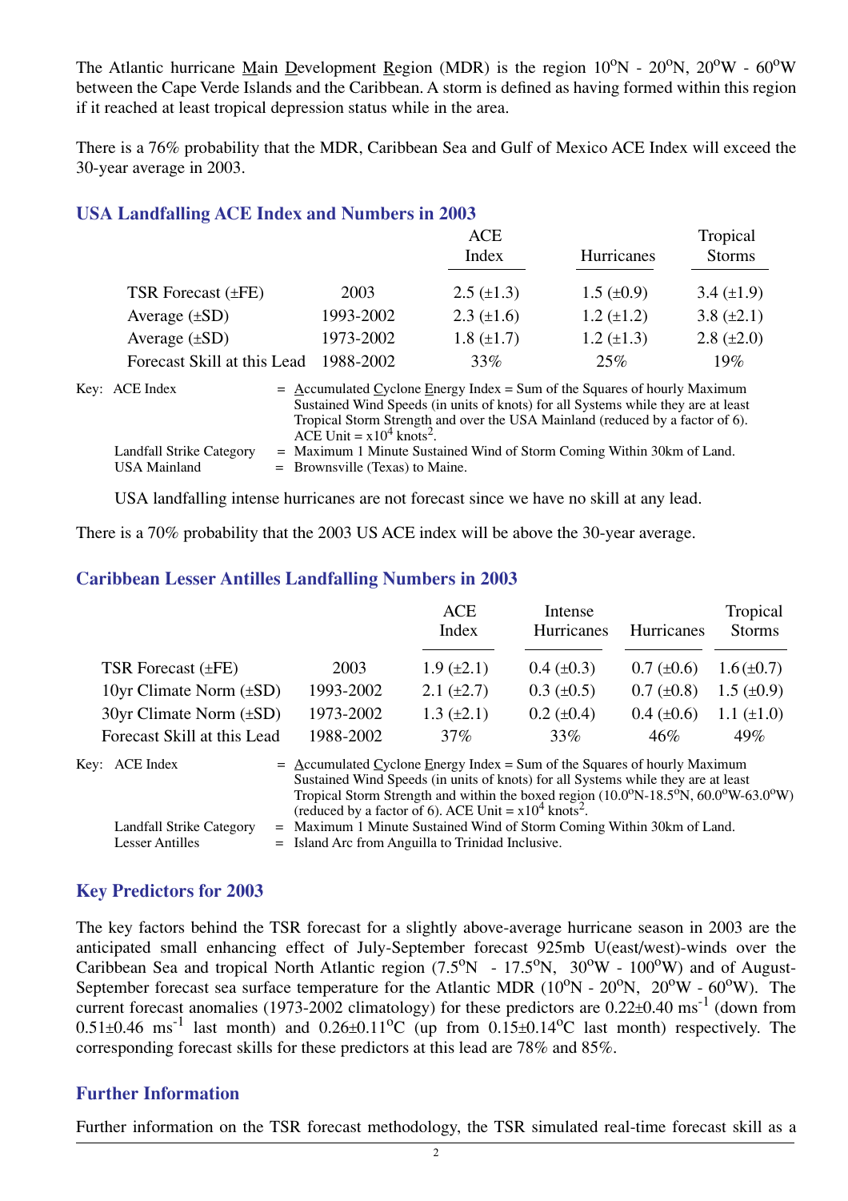The Atlantic hurricane Main Development Region (MDR) is the region 10°N - 20°N, 20°W - 60°W between the Cape Verde Islands and the Caribbean. A storm is defined as having formed within this region if it reached at least tropical depression status while in the area.

There is a 76% probability that the MDR, Caribbean Sea and Gulf of Mexico ACE Index will exceed the 30-year average in 2003.

## USA Landfalling ACE Index and Numbers in 2003

| | | ACE Index | Hurricanes | Tropical Storms |
|---|---|---|---|---|
| TSR Forecast (±FE) | 2003 | 2.5 (±1.3) | 1.5 (±0.9) | 3.4 (±1.9) |
| Average (±SD) | 1993-2002 | 2.3 (±1.6) | 1.2 (±1.2) | 3.8 (±2.1) |
| Average (±SD) | 1973-2002 | 1.8 (±1.7) | 1.2 (±1.3) | 2.8 (±2.0) |
| Forecast Skill at this Lead | 1988-2002 | 33% | 25% | 19% |

Key: ACE Index = Accumulated Cyclone Energy Index = Sum of the Squares of hourly Maximum Sustained Wind Speeds (in units of knots) for all Systems while they are at least Tropical Storm Strength and over the USA Mainland (reduced by a factor of 6). ACE Unit = $\times 10^4$ knots$^2$.

Landfall Strike Category = Maximum 1 Minute Sustained Wind of Storm Coming Within 30km of Land.

USA Mainland = Brownsville (Texas) to Maine.

USA landfalling intense hurricanes are not forecast since we have no skill at any lead.

There is a 70% probability that the 2003 US ACE index will be above the 30-year average.

## Caribbean Lesser Antilles Landfalling Numbers in 2003

| | | ACE Index | Intense Hurricanes | Hurricanes | Tropical Storms |
|---|---|---|---|---|---|
| TSR Forecast (±FE) | 2003 | 1.9 (±2.1) | 0.4 (±0.3) | 0.7 (±0.6) | 1.6 (±0.7) |
| 10yr Climate Norm (±SD) | 1993-2002 | 2.1 (±2.7) | 0.3 (±0.5) | 0.7 (±0.8) | 1.5 (±0.9) |
| 30yr Climate Norm (±SD) | 1973-2002 | 1.3 (±2.1) | 0.2 (±0.4) | 0.4 (±0.6) | 1.1 (±1.0) |
| Forecast Skill at this Lead | 1988-2002 | 37% | 33% | 46% | 49% |

Key: ACE Index = Accumulated Cyclone Energy Index = Sum of the Squares of hourly Maximum Sustained Wind Speeds (in units of knots) for all Systems while they are at least Tropical Storm Strength and within the boxed region (10.0°N-18.5°N, 60.0°W-63.0°W) (reduced by a factor of 6). ACE Unit = $\times 10^4$ knots$^2$.

Landfall Strike Category = Maximum 1 Minute Sustained Wind of Storm Coming Within 30km of Land.

Lesser Antilles = Island Arc from Anguilla to Trinidad Inclusive.

## Key Predictors for 2003

The key factors behind the TSR forecast for a slightly above-average hurricane season in 2003 are the anticipated small enhancing effect of July-September forecast 925mb U(east/west)-winds over the Caribbean Sea and tropical North Atlantic region (7.5°N - 17.5°N, 30°W - 100°W) and of August-September forecast sea surface temperature for the Atlantic MDR (10°N - 20°N, 20°W - 60°W). The current forecast anomalies (1973-2002 climatology) for these predictors are 0.22±0.40 ms$^{-1}$ (down from 0.51±0.46 ms$^{-1}$ last month) and 0.26±0.11°C (up from 0.15±0.14°C last month) respectively. The corresponding forecast skills for these predictors at this lead are 78% and 85%.

## Further Information

Further information on the TSR forecast methodology, the TSR simulated real-time forecast skill as a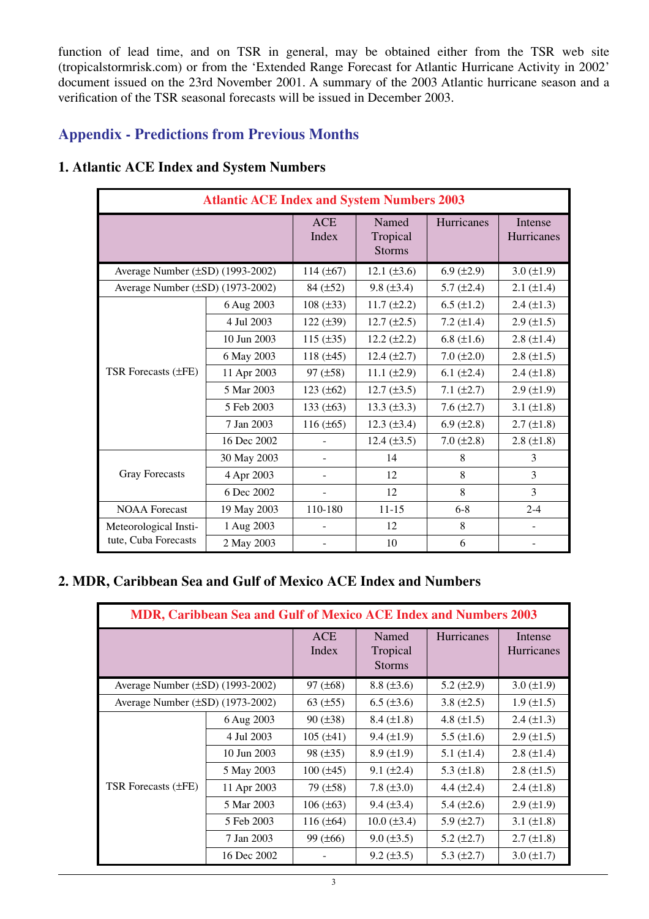function of lead time, and on TSR in general, may be obtained either from the TSR web site (tropicalstormrisk.com) or from the 'Extended Range Forecast for Atlantic Hurricane Activity in 2002' document issued on the 23rd November 2001. A summary of the 2003 Atlantic hurricane season and a verification of the TSR seasonal forecasts will be issued in December 2003.

## Appendix - Predictions from Previous Months

### 1. Atlantic ACE Index and System Numbers

| Atlantic ACE Index and System Numbers 2003 | | | | | |
|---|---|---|---|---|---|
| | | ACE Index | Named Tropical Storms | Hurricanes | Intense Hurricanes |
| Average Number (±SD) (1993-2002) | | 114 (±67) | 12.1 (±3.6) | 6.9 (±2.9) | 3.0 (±1.9) |
| Average Number (±SD) (1973-2002) | | 84 (±52) | 9.8 (±3.4) | 5.7 (±2.4) | 2.1 (±1.4) |
| TSR Forecasts (±FE) | 6 Aug 2003 | 108 (±33) | 11.7 (±2.2) | 6.5 (±1.2) | 2.4 (±1.3) |
| | 4 Jul 2003 | 122 (±39) | 12.7 (±2.5) | 7.2 (±1.4) | 2.9 (±1.5) |
| | 10 Jun 2003 | 115 (±35) | 12.2 (±2.2) | 6.8 (±1.6) | 2.8 (±1.4) |
| | 6 May 2003 | 118 (±45) | 12.4 (±2.7) | 7.0 (±2.0) | 2.8 (±1.5) |
| | 11 Apr 2003 | 97 (±58) | 11.1 (±2.9) | 6.1 (±2.4) | 2.4 (±1.8) |
| | 5 Mar 2003 | 123 (±62) | 12.7 (±3.5) | 7.1 (±2.7) | 2.9 (±1.9) |
| | 5 Feb 2003 | 133 (±63) | 13.3 (±3.3) | 7.6 (±2.7) | 3.1 (±1.8) |
| | 7 Jan 2003 | 116 (±65) | 12.3 (±3.4) | 6.9 (±2.8) | 2.7 (±1.8) |
| | 16 Dec 2002 | - | 12.4 (±3.5) | 7.0 (±2.8) | 2.8 (±1.8) |
| Gray Forecasts | 30 May 2003 | - | 14 | 8 | 3 |
| | 4 Apr 2003 | - | 12 | 8 | 3 |
| | 6 Dec 2002 | - | 12 | 8 | 3 |
| NOAA Forecast | 19 May 2003 | 110-180 | 11-15 | 6-8 | 2-4 |
| Meteorological Institute, Cuba Forecasts | 1 Aug 2003 | - | 12 | 8 | - |
| | 2 May 2003 | - | 10 | 6 | - |

### 2. MDR, Caribbean Sea and Gulf of Mexico ACE Index and Numbers

| MDR, Caribbean Sea and Gulf of Mexico ACE Index and Numbers 2003 | | | | | |
|---|---|---|---|---|---|
| | | ACE Index | Named Tropical Storms | Hurricanes | Intense Hurricanes |
| Average Number (±SD) (1993-2002) | | 97 (±68) | 8.8 (±3.6) | 5.2 (±2.9) | 3.0 (±1.9) |
| Average Number (±SD) (1973-2002) | | 63 (±55) | 6.5 (±3.6) | 3.8 (±2.5) | 1.9 (±1.5) |
| TSR Forecasts (±FE) | 6 Aug 2003 | 90 (±38) | 8.4 (±1.8) | 4.8 (±1.5) | 2.4 (±1.3) |
| | 4 Jul 2003 | 105 (±41) | 9.4 (±1.9) | 5.5 (±1.6) | 2.9 (±1.5) |
| | 10 Jun 2003 | 98 (±35) | 8.9 (±1.9) | 5.1 (±1.4) | 2.8 (±1.4) |
| | 5 May 2003 | 100 (±45) | 9.1 (±2.4) | 5.3 (±1.8) | 2.8 (±1.5) |
| | 11 Apr 2003 | 79 (±58) | 7.8 (±3.0) | 4.4 (±2.4) | 2.4 (±1.8) |
| | 5 Mar 2003 | 106 (±63) | 9.4 (±3.4) | 5.4 (±2.6) | 2.9 (±1.9) |
| | 5 Feb 2003 | 116 (±64) | 10.0 (±3.4) | 5.9 (±2.7) | 3.1 (±1.8) |
| | 7 Jan 2003 | 99 (±66) | 9.0 (±3.5) | 5.2 (±2.7) | 2.7 (±1.8) |
| | 16 Dec 2002 | - | 9.2 (±3.5) | 5.3 (±2.7) | 3.0 (±1.7) |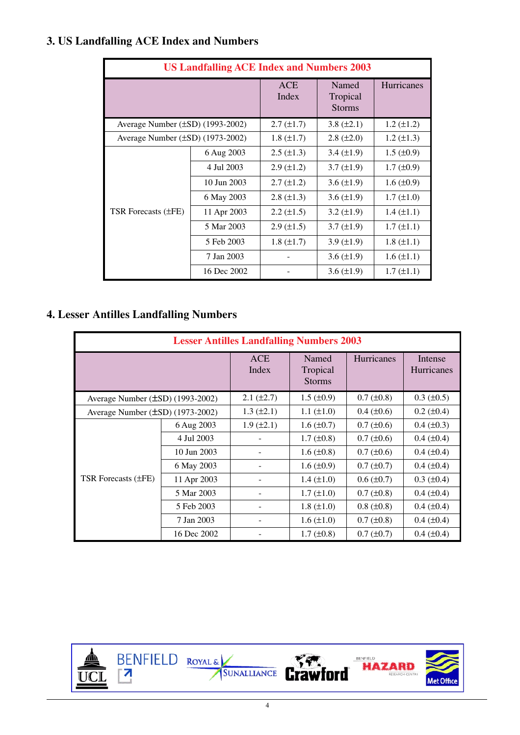## 3. US Landfalling ACE Index and Numbers

| US Landfalling ACE Index and Numbers 2003 | | | | |
|---|---|---|---|---|
| | | ACE Index | Named Tropical Storms | Hurricanes |
| Average Number (±SD) (1993-2002) | | 2.7 (±1.7) | 3.8 (±2.1) | 1.2 (±1.2) |
| Average Number (±SD) (1973-2002) | | 1.8 (±1.7) | 2.8 (±2.0) | 1.2 (±1.3) |
| TSR Forecasts (±FE) | 6 Aug 2003 | 2.5 (±1.3) | 3.4 (±1.9) | 1.5 (±0.9) |
| | 4 Jul 2003 | 2.9 (±1.2) | 3.7 (±1.9) | 1.7 (±0.9) |
| | 10 Jun 2003 | 2.7 (±1.2) | 3.6 (±1.9) | 1.6 (±0.9) |
| | 6 May 2003 | 2.8 (±1.3) | 3.6 (±1.9) | 1.7 (±1.0) |
| | 11 Apr 2003 | 2.2 (±1.5) | 3.2 (±1.9) | 1.4 (±1.1) |
| | 5 Mar 2003 | 2.9 (±1.5) | 3.7 (±1.9) | 1.7 (±1.1) |
| | 5 Feb 2003 | 1.8 (±1.7) | 3.9 (±1.9) | 1.8 (±1.1) |
| | 7 Jan 2003 | - | 3.6 (±1.9) | 1.6 (±1.1) |
| | 16 Dec 2002 | - | 3.6 (±1.9) | 1.7 (±1.1) |

## 4. Lesser Antilles Landfalling Numbers

| Lesser Antilles Landfalling Numbers 2003 | | | | | |
|---|---|---|---|---|---|
| | | ACE Index | Named Tropical Storms | Hurricanes | Intense Hurricanes |
| Average Number (±SD) (1993-2002) | | 2.1 (±2.7) | 1.5 (±0.9) | 0.7 (±0.8) | 0.3 (±0.5) |
| Average Number (±SD) (1973-2002) | | 1.3 (±2.1) | 1.1 (±1.0) | 0.4 (±0.6) | 0.2 (±0.4) |
| TSR Forecasts (±FE) | 6 Aug 2003 | 1.9 (±2.1) | 1.6 (±0.7) | 0.7 (±0.6) | 0.4 (±0.3) |
| | 4 Jul 2003 | - | 1.7 (±0.8) | 0.7 (±0.6) | 0.4 (±0.4) |
| | 10 Jun 2003 | - | 1.6 (±0.8) | 0.7 (±0.6) | 0.4 (±0.4) |
| | 6 May 2003 | - | 1.6 (±0.9) | 0.7 (±0.7) | 0.4 (±0.4) |
| | 11 Apr 2003 | - | 1.4 (±1.0) | 0.6 (±0.7) | 0.3 (±0.4) |
| | 5 Mar 2003 | - | 1.7 (±1.0) | 0.7 (±0.8) | 0.4 (±0.4) |
| | 5 Feb 2003 | - | 1.8 (±1.0) | 0.8 (±0.8) | 0.4 (±0.4) |
| | 7 Jan 2003 | - | 1.6 (±1.0) | 0.7 (±0.8) | 0.4 (±0.4) |
| | 16 Dec 2002 | - | 1.7 (±0.8) | 0.7 (±0.7) | 0.4 (±0.4) |

UCL BENFIELD ROYAL & SUNALLIANCE Crawford BENFIELD HAZARD RESEARCH CENTRE Met Office